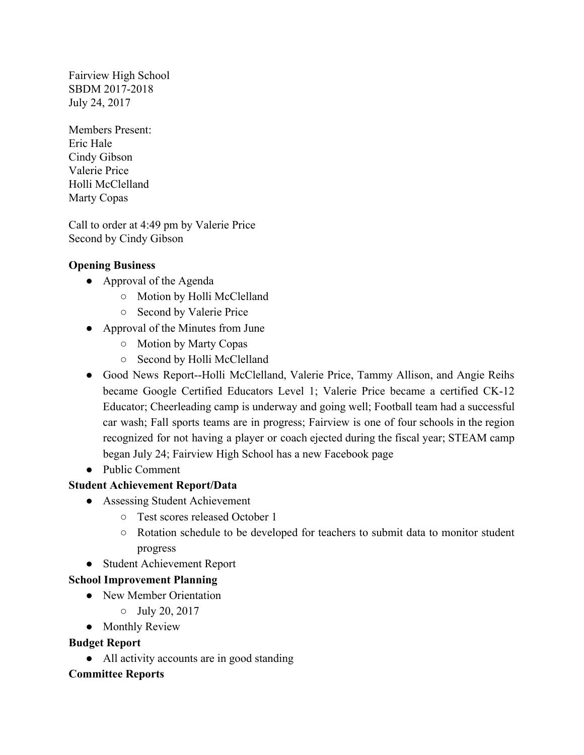Fairview High School
SBDM 2017-2018
July 24, 2017

Members Present:
Eric Hale
Cindy Gibson
Valerie Price
Holli McClelland
Marty Copas

Call to order at 4:49 pm by Valerie Price
Second by Cindy Gibson

**Opening Business**

- Approval of the Agenda
  - Motion by Holli McClelland
  - Second by Valerie Price
- Approval of the Minutes from June
  - Motion by Marty Copas
  - Second by Holli McClelland
- Good News Report--Holli McClelland, Valerie Price, Tammy Allison, and Angie Reihs became Google Certified Educators Level 1; Valerie Price became a certified CK-12 Educator; Cheerleading camp is underway and going well; Football team had a successful car wash; Fall sports teams are in progress; Fairview is one of four schools in the region recognized for not having a player or coach ejected during the fiscal year; STEAM camp began July 24; Fairview High School has a new Facebook page
- Public Comment

**Student Achievement Report/Data**

- Assessing Student Achievement
  - Test scores released October 1
  - Rotation schedule to be developed for teachers to submit data to monitor student progress
- Student Achievement Report

**School Improvement Planning**

- New Member Orientation
  - July 20, 2017
- Monthly Review

**Budget Report**

- All activity accounts are in good standing

**Committee Reports**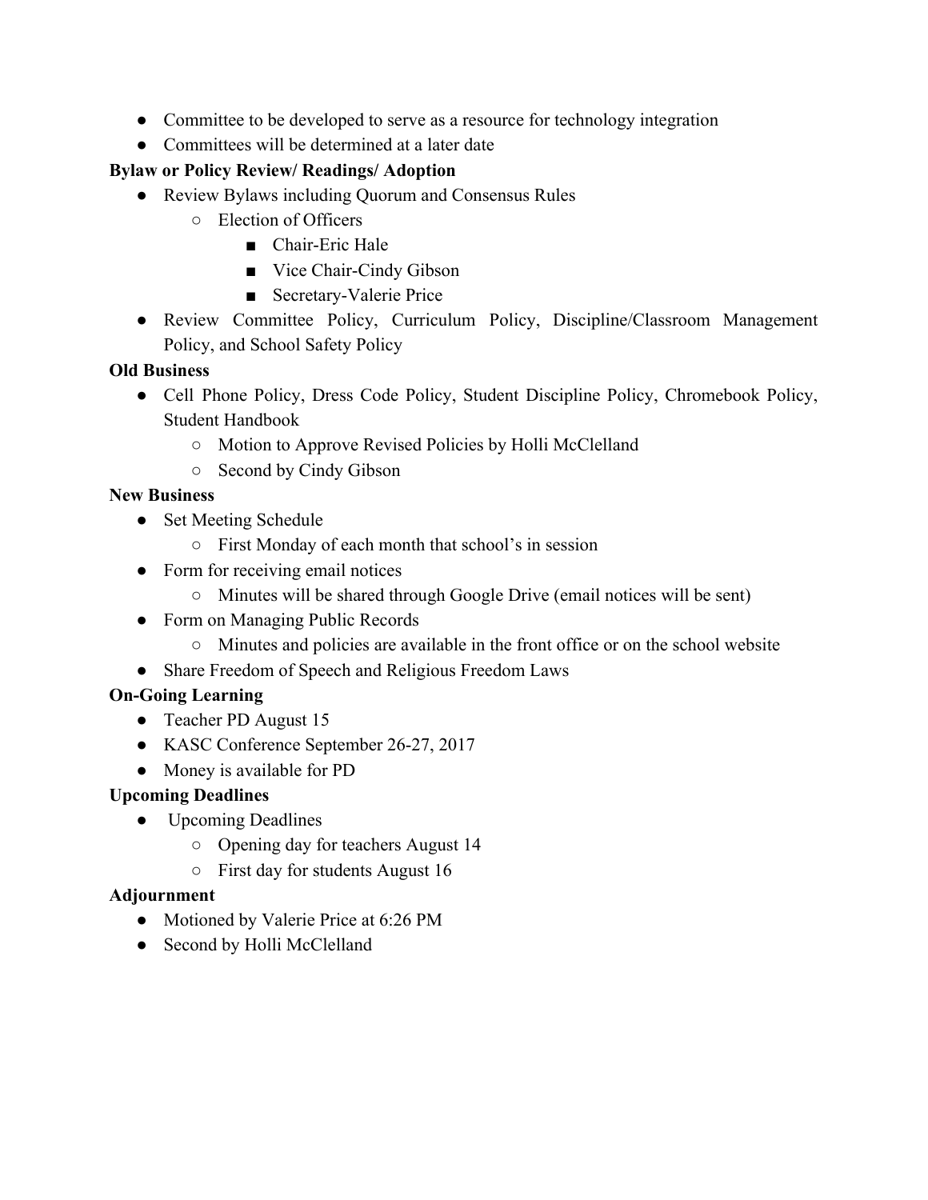- Committee to be developed to serve as a resource for technology integration
- Committees will be determined at a later date

**Bylaw or Policy Review/ Readings/ Adoption**

- Review Bylaws including Quorum and Consensus Rules
    - Election of Officers
        - Chair-Eric Hale
        - Vice Chair-Cindy Gibson
        - Secretary-Valerie Price
- Review Committee Policy, Curriculum Policy, Discipline/Classroom Management Policy, and School Safety Policy

**Old Business**

- Cell Phone Policy, Dress Code Policy, Student Discipline Policy, Chromebook Policy, Student Handbook
    - Motion to Approve Revised Policies by Holli McClelland
    - Second by Cindy Gibson

**New Business**

- Set Meeting Schedule
    - First Monday of each month that school's in session
- Form for receiving email notices
    - Minutes will be shared through Google Drive (email notices will be sent)
- Form on Managing Public Records
    - Minutes and policies are available in the front office or on the school website
- Share Freedom of Speech and Religious Freedom Laws

**On-Going Learning**

- Teacher PD August 15
- KASC Conference September 26-27, 2017
- Money is available for PD

**Upcoming Deadlines**

- Upcoming Deadlines
    - Opening day for teachers August 14
    - First day for students August 16

**Adjournment**

- Motioned by Valerie Price at 6:26 PM
- Second by Holli McClelland